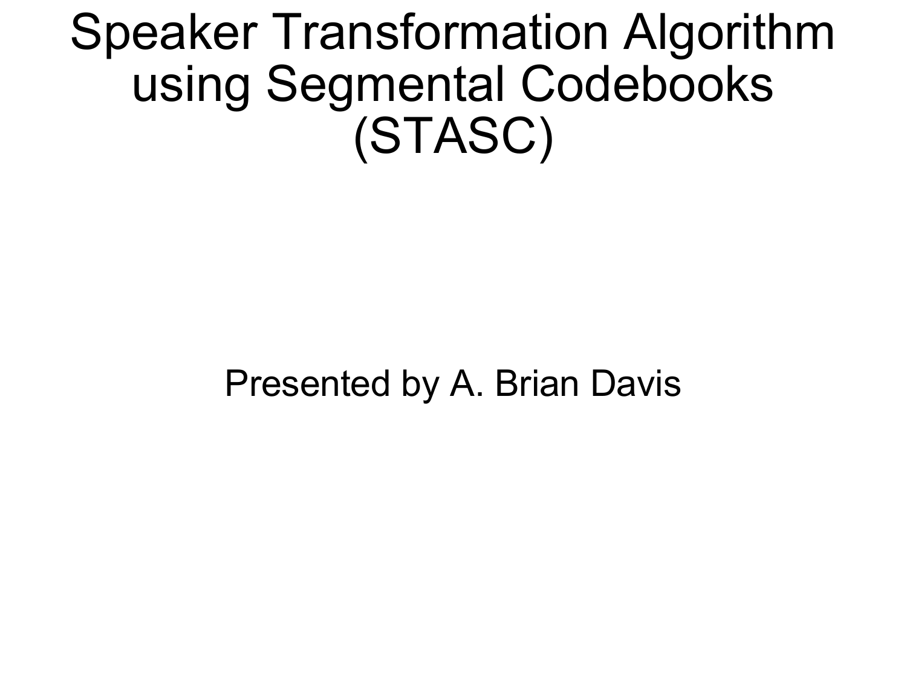# Speaker Transformation Algorithm using Segmental Codebooks (STASC)

Presented by A. Brian Davis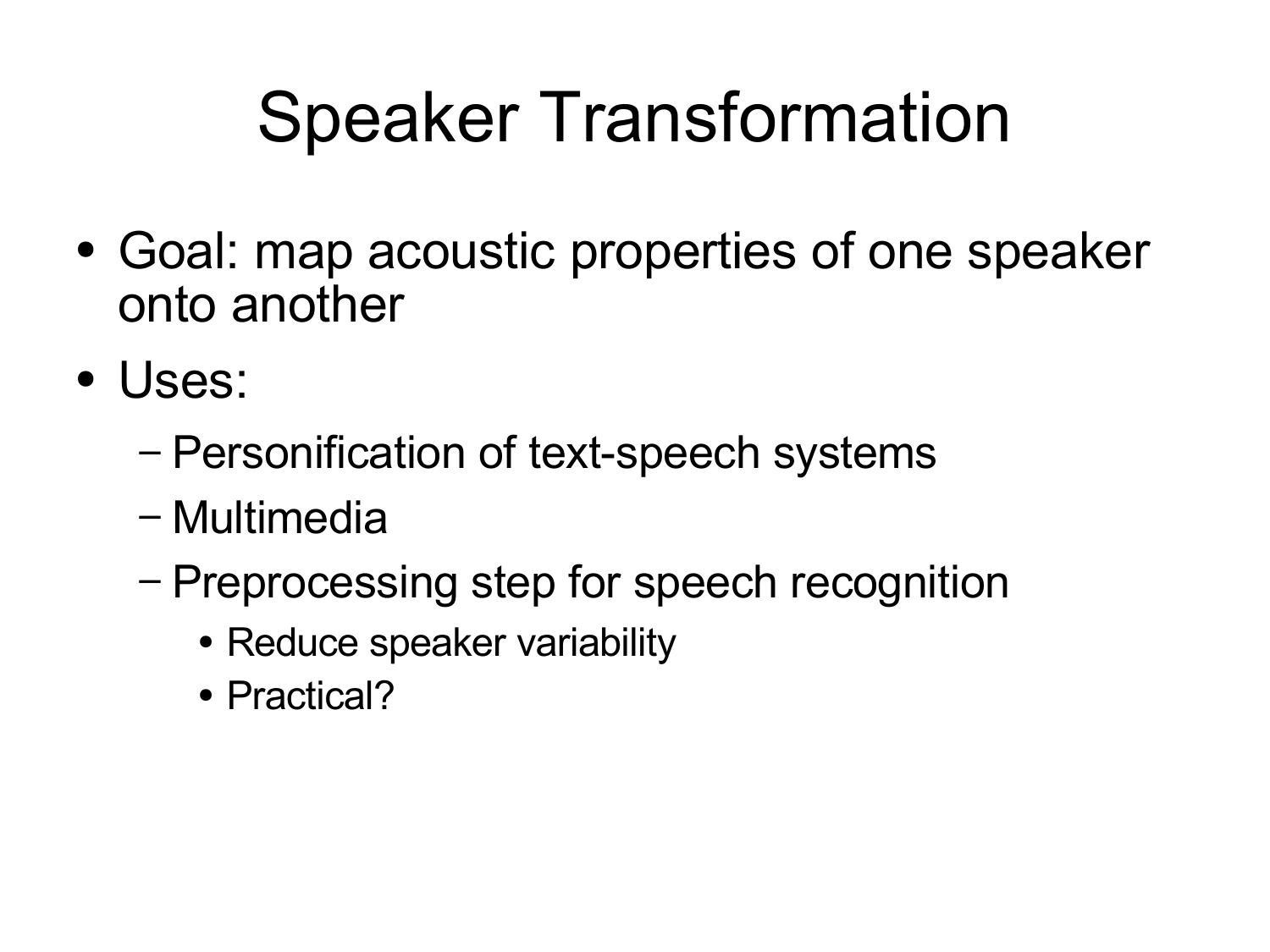# Speaker Transformation

- Goal: map acoustic properties of one speaker onto another
- Uses:
  - Personification of text-speech systems
  - Multimedia
  - Preprocessing step for speech recognition
    - Reduce speaker variability
    - Practical?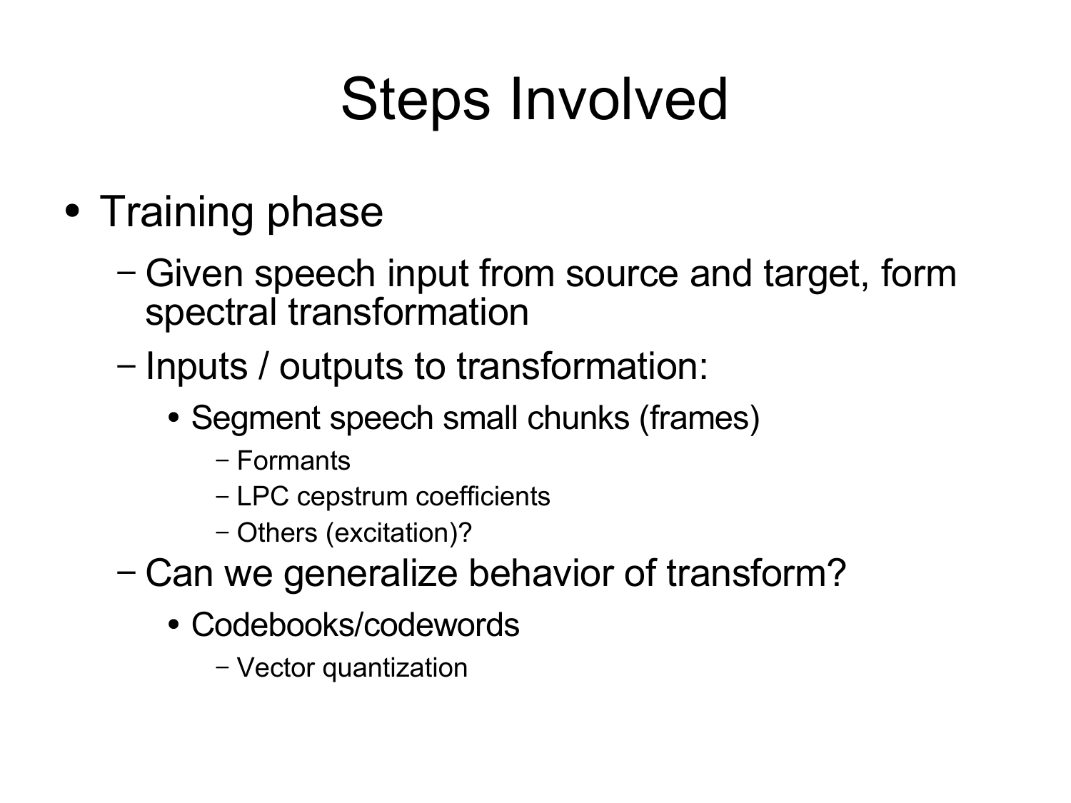# Steps Involved

- Training phase
  - Given speech input from source and target, form spectral transformation
  - Inputs / outputs to transformation:
    - Segment speech small chunks (frames)
      - Formants
      - LPC cepstrum coefficients
      - Others (excitation)?
  - Can we generalize behavior of transform?
    - Codebooks/codewords
      - Vector quantization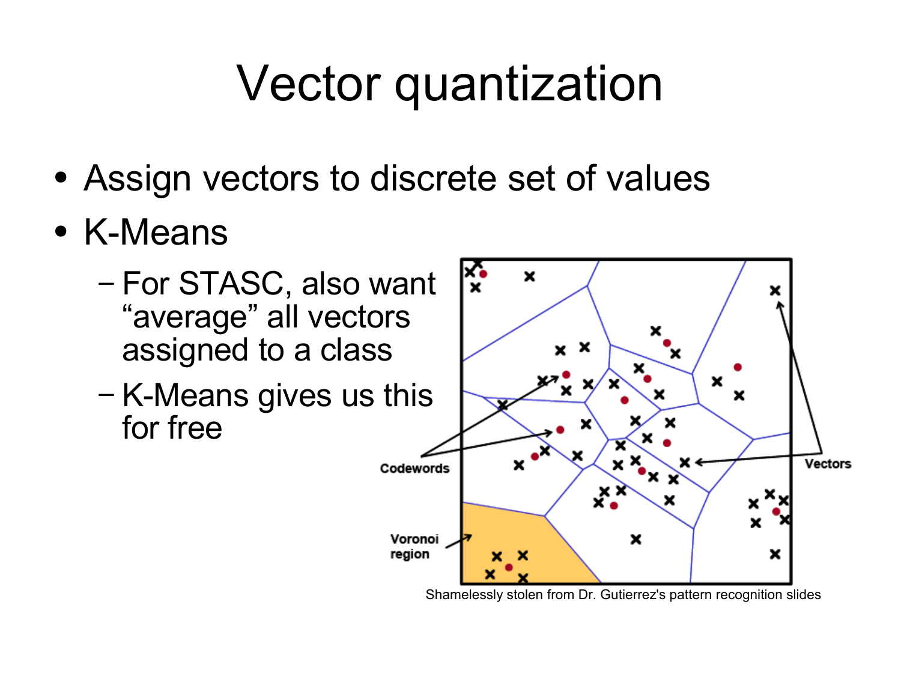# Vector quantization

- Assign vectors to discrete set of values
- K-Means
  - For STASC, also want "average" all vectors assigned to a class
  - K-Means gives us this for free

Shamelessly stolen from Dr. Gutierrez's pattern recognition slides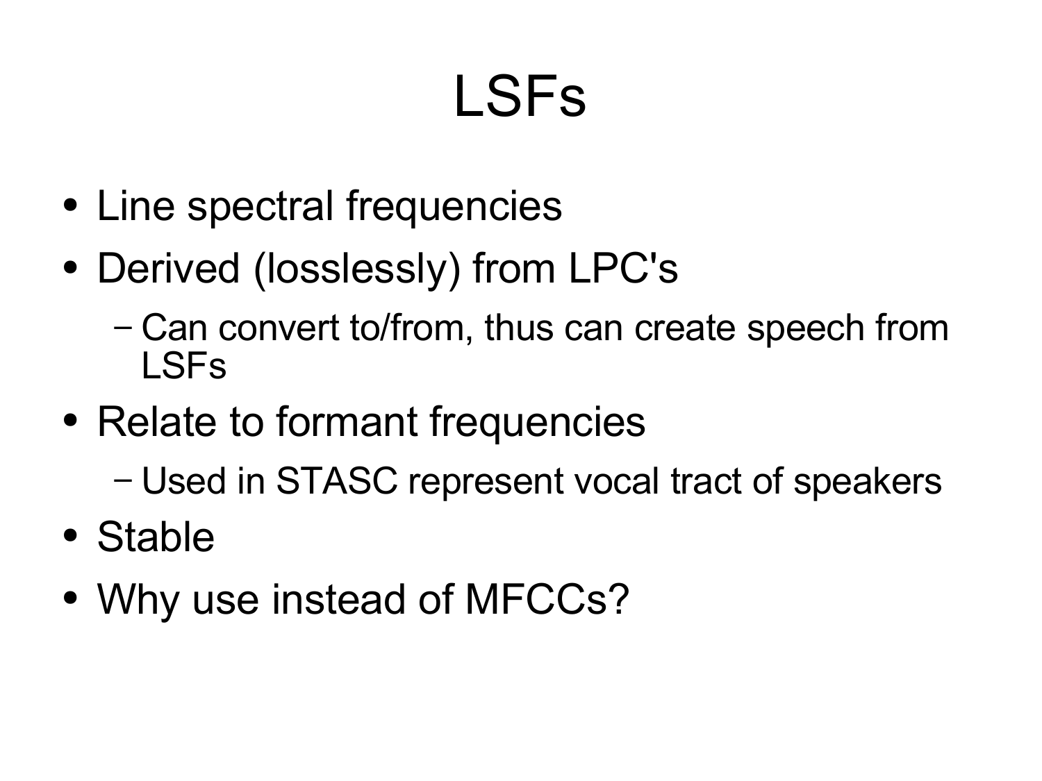# LSFs

- Line spectral frequencies
- Derived (losslessly) from LPC's
  - Can convert to/from, thus can create speech from LSFs
- Relate to formant frequencies
  - Used in STASC represent vocal tract of speakers
- Stable
- Why use instead of MFCCs?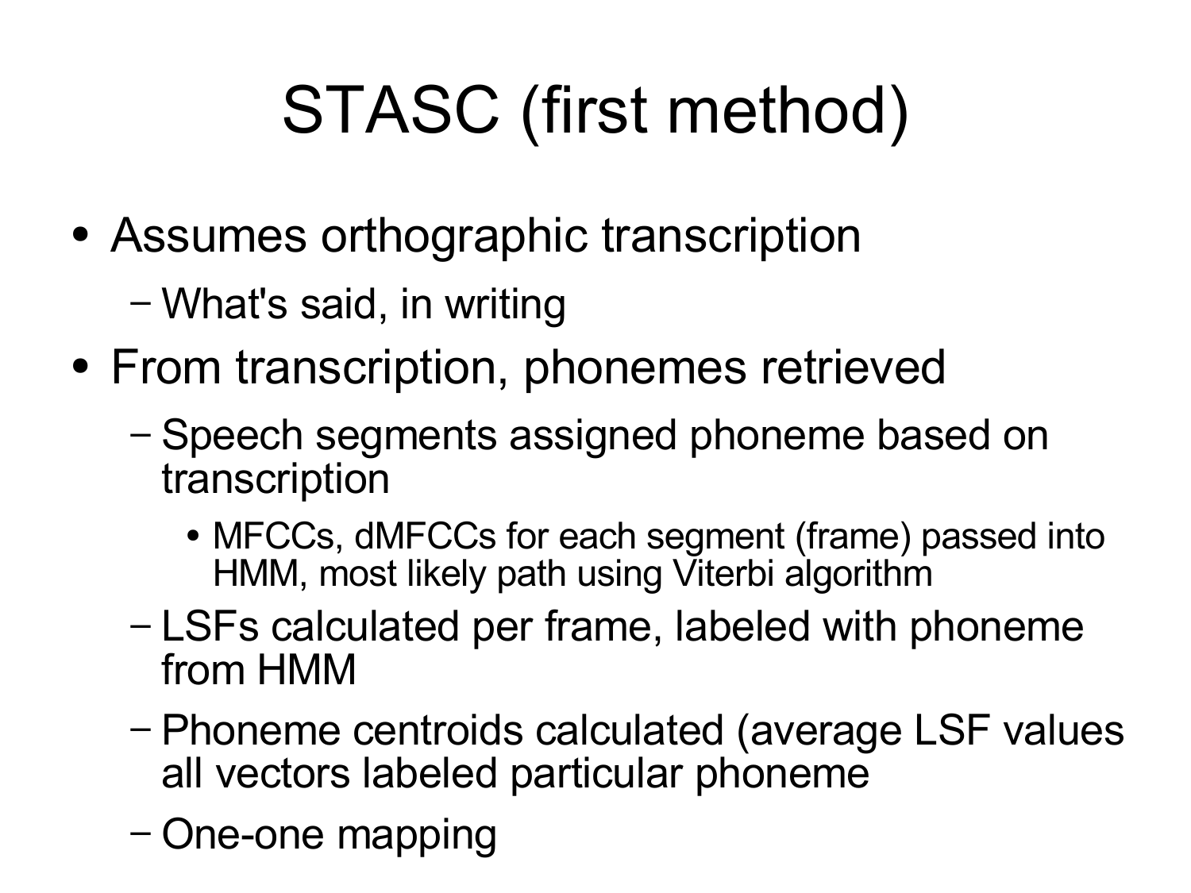# STASC (first method)

- Assumes orthographic transcription
  - What's said, in writing
- From transcription, phonemes retrieved
  - Speech segments assigned phoneme based on transcription
    - MFCCs, dMFCCs for each segment (frame) passed into HMM, most likely path using Viterbi algorithm
  - LSFs calculated per frame, labeled with phoneme from HMM
  - Phoneme centroids calculated (average LSF values all vectors labeled particular phoneme
  - One-one mapping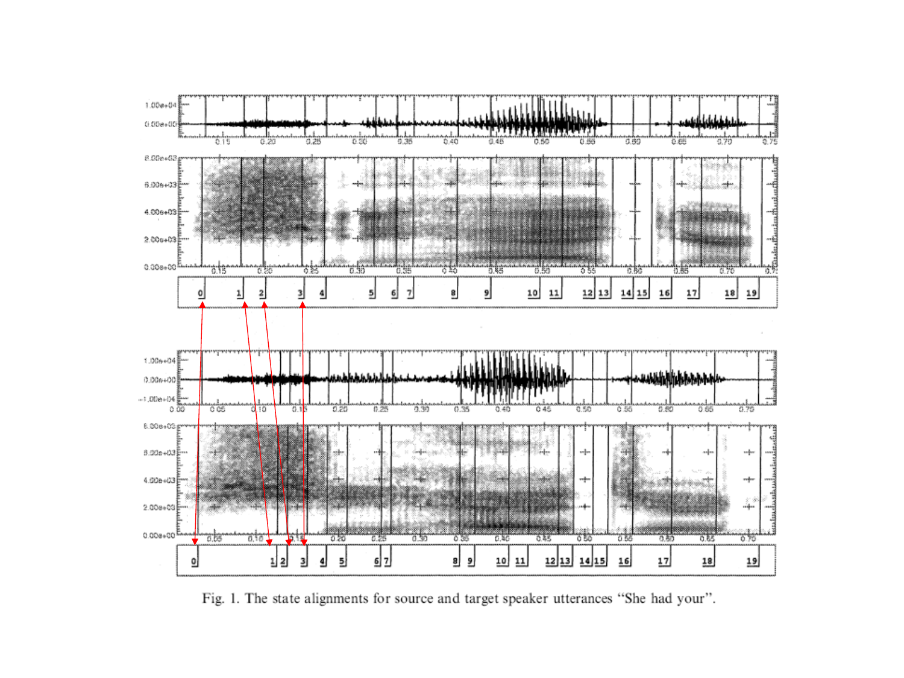Fig. 1. The state alignments for source and target speaker utterances "She had your".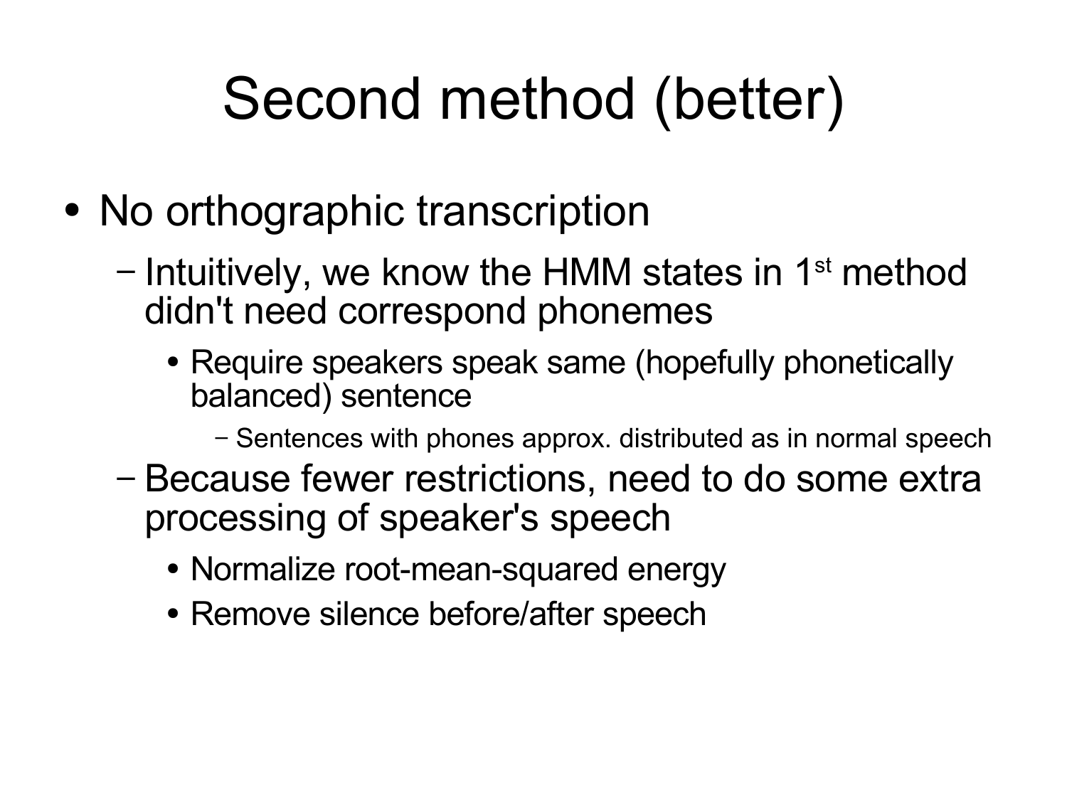# Second method (better)

- No orthographic transcription
  - Intuitively, we know the HMM states in 1st method didn't need correspond phonemes
    - Require speakers speak same (hopefully phonetically balanced) sentence
      - Sentences with phones approx. distributed as in normal speech
  - Because fewer restrictions, need to do some extra processing of speaker's speech
    - Normalize root-mean-squared energy
    - Remove silence before/after speech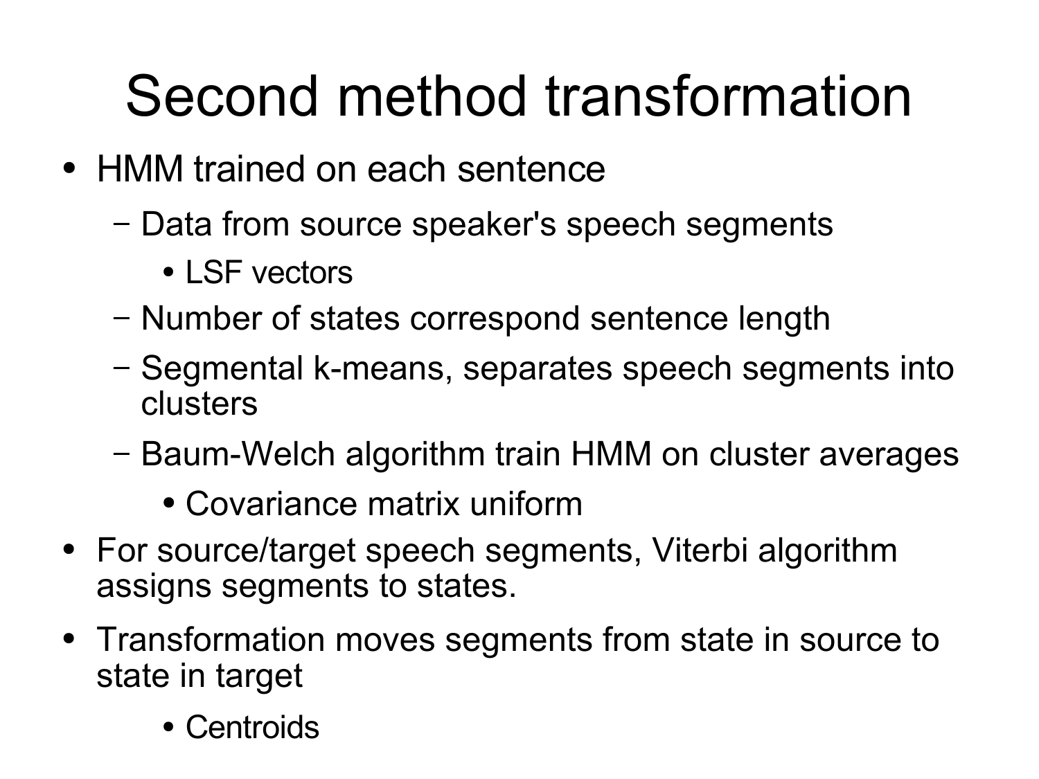# Second method transformation

- HMM trained on each sentence
  - Data from source speaker's speech segments
    - LSF vectors
  - Number of states correspond sentence length
  - Segmental k-means, separates speech segments into clusters
  - Baum-Welch algorithm train HMM on cluster averages
    - Covariance matrix uniform
- For source/target speech segments, Viterbi algorithm assigns segments to states.
- Transformation moves segments from state in source to state in target
    - Centroids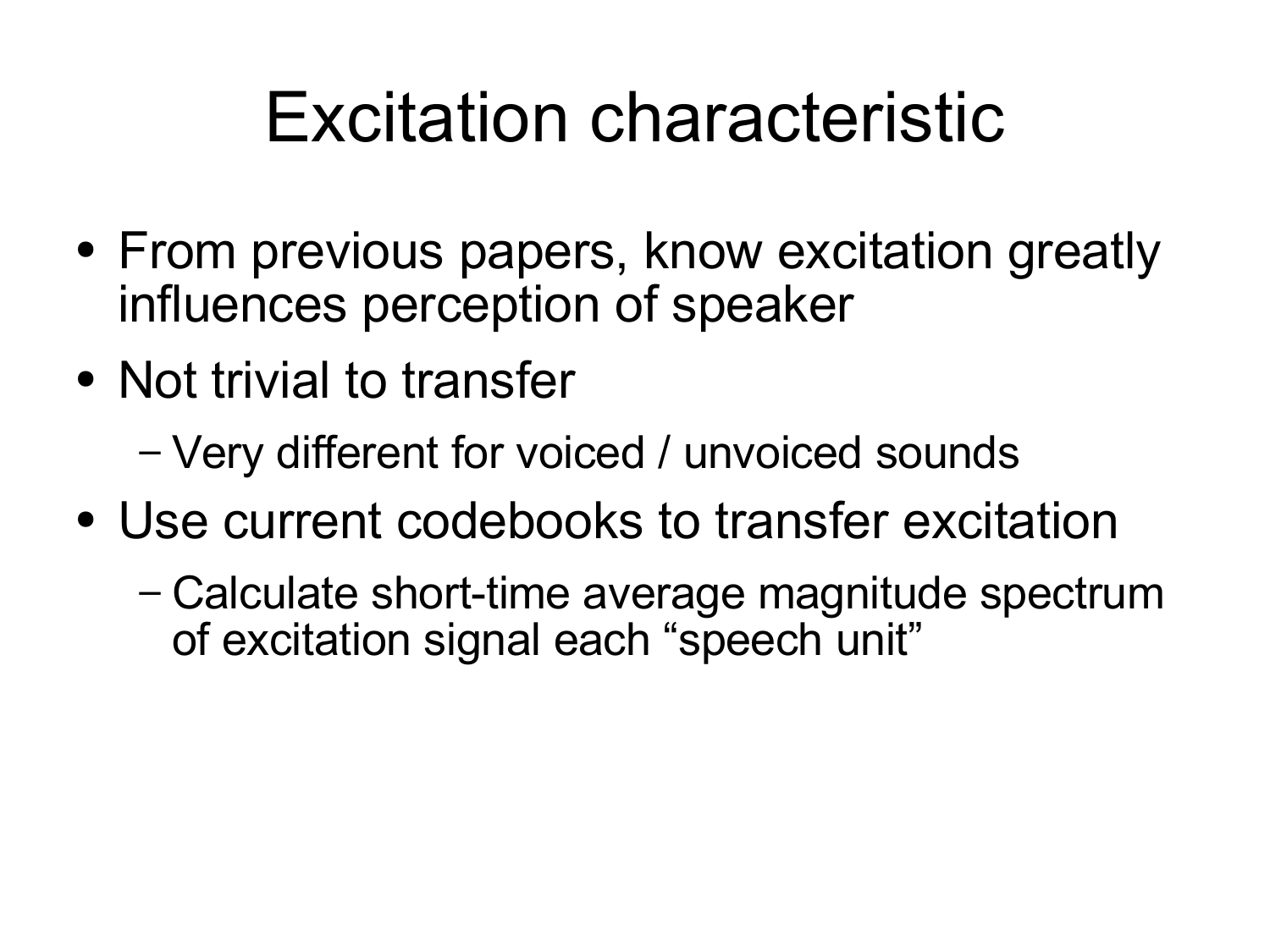# Excitation characteristic

- From previous papers, know excitation greatly influences perception of speaker
- Not trivial to transfer
  - Very different for voiced / unvoiced sounds
- Use current codebooks to transfer excitation
  - Calculate short-time average magnitude spectrum of excitation signal each “speech unit”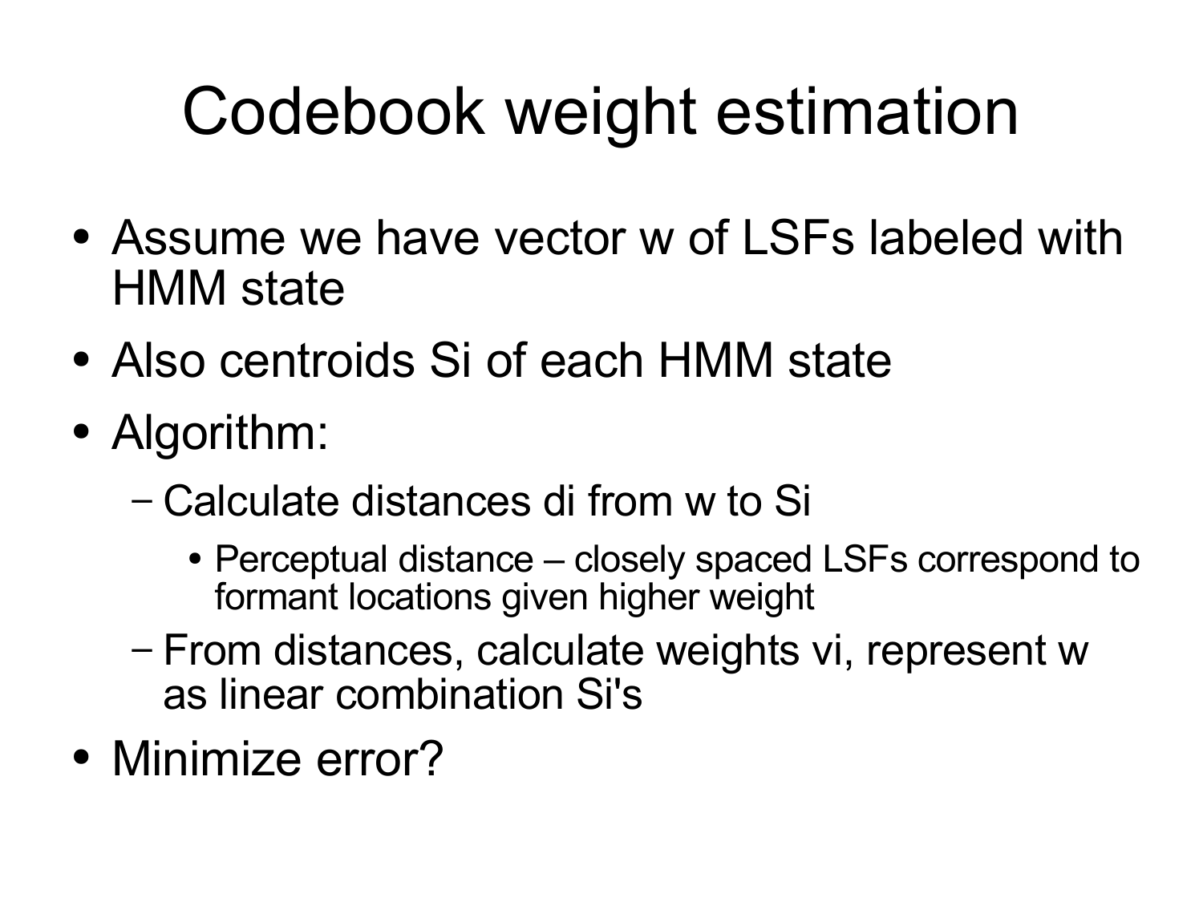# Codebook weight estimation

- Assume we have vector w of LSFs labeled with HMM state
- Also centroids Si of each HMM state
- Algorithm:
  - Calculate distances di from w to Si
    - Perceptual distance – closely spaced LSFs correspond to formant locations given higher weight
  - From distances, calculate weights vi, represent w as linear combination Si's
- Minimize error?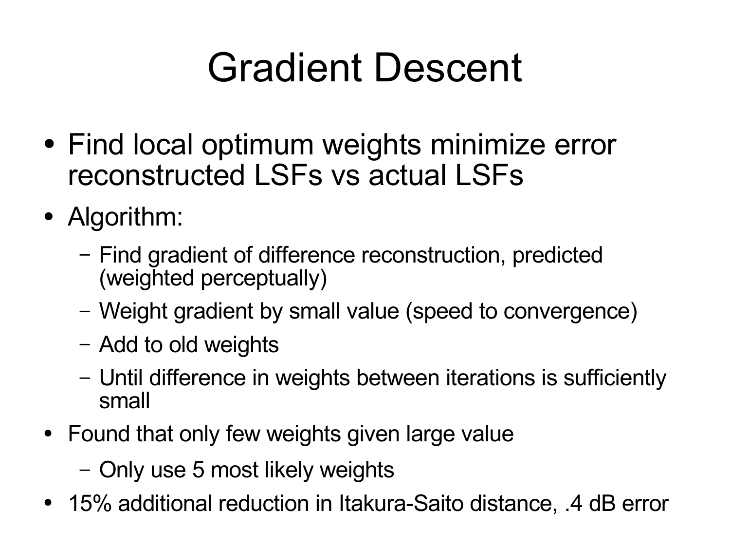# Gradient Descent

- Find local optimum weights minimize error reconstructed LSFs vs actual LSFs
- Algorithm:
  - Find gradient of difference reconstruction, predicted (weighted perceptually)
  - Weight gradient by small value (speed to convergence)
  - Add to old weights
  - Until difference in weights between iterations is sufficiently small
- Found that only few weights given large value
  - Only use 5 most likely weights
- 15% additional reduction in Itakura-Saito distance, .4 dB error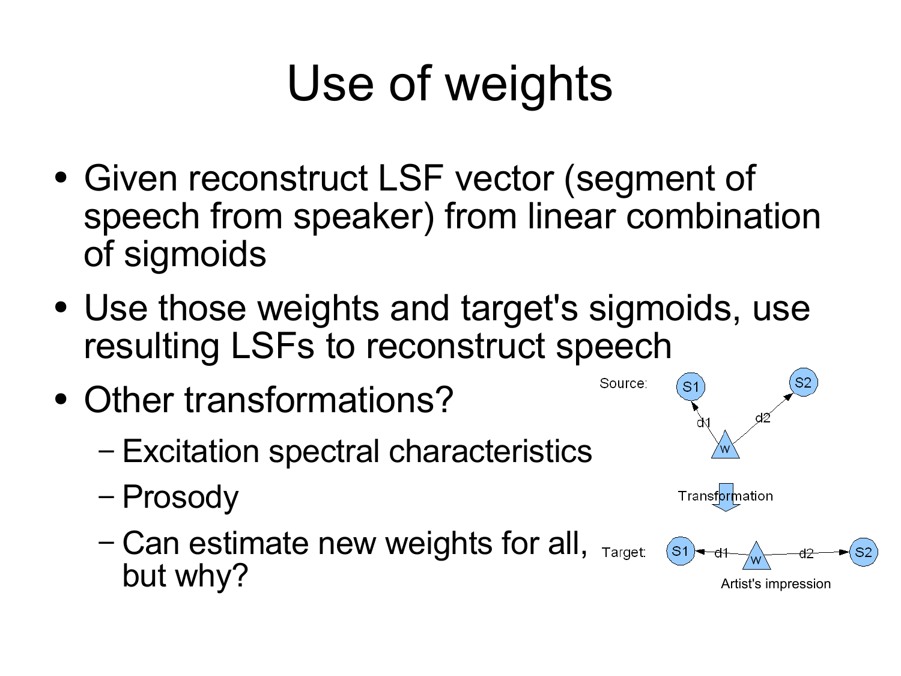# Use of weights

- Given reconstruct LSF vector (segment of speech from speaker) from linear combination of sigmoids
- Use those weights and target's sigmoids, use resulting LSFs to reconstruct speech
- Other transformations?
  - Excitation spectral characteristics
  - Prosody
  - Can estimate new weights for all, but why?

Source: S1, S2, d1, d2, W

Transformation

Target: S1, d1, W, d2, S2

Artist's impression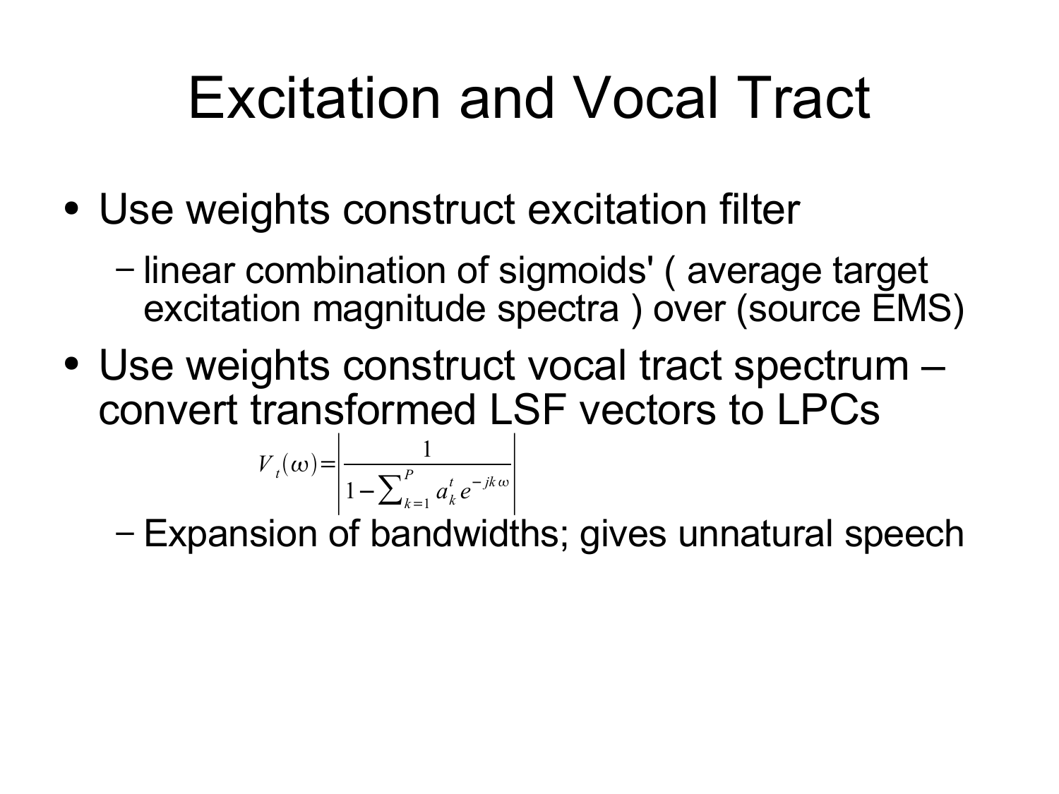# Excitation and Vocal Tract

- Use weights construct excitation filter
  - linear combination of sigmoids' ( average target excitation magnitude spectra ) over (source EMS)
- Use weights construct vocal tract spectrum – convert transformed LSF vectors to LPCs

$$V_t(\omega) = \left| \frac{1}{1 - \sum_{k=1}^{P} a_k^t e^{-jk\omega}} \right|$$

  - Expansion of bandwidths; gives unnatural speech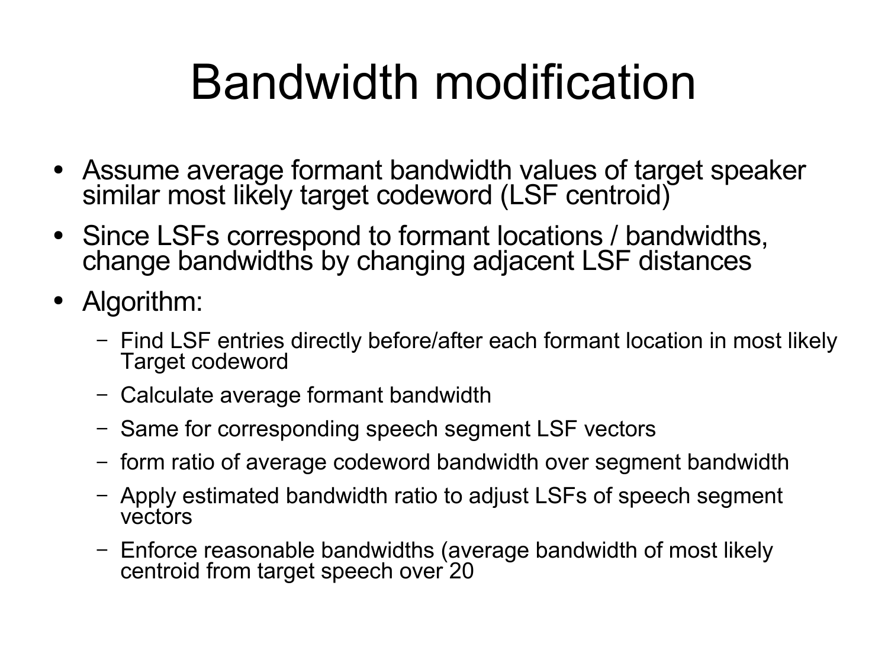# Bandwidth modification

- Assume average formant bandwidth values of target speaker similar most likely target codeword (LSF centroid)
- Since LSFs correspond to formant locations / bandwidths, change bandwidths by changing adjacent LSF distances
- Algorithm:
  - Find LSF entries directly before/after each formant location in most likely Target codeword
  - Calculate average formant bandwidth
  - Same for corresponding speech segment LSF vectors
  - form ratio of average codeword bandwidth over segment bandwidth
  - Apply estimated bandwidth ratio to adjust LSFs of speech segment vectors
  - Enforce reasonable bandwidths (average bandwidth of most likely centroid from target speech over 20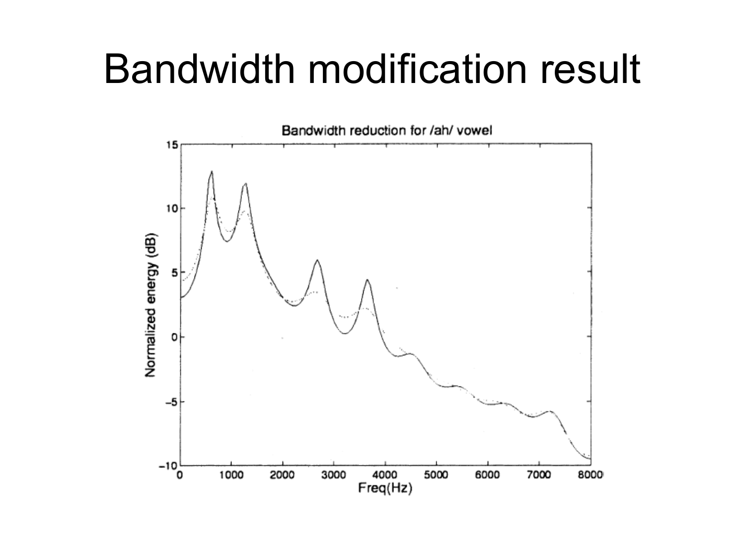# Bandwidth modification result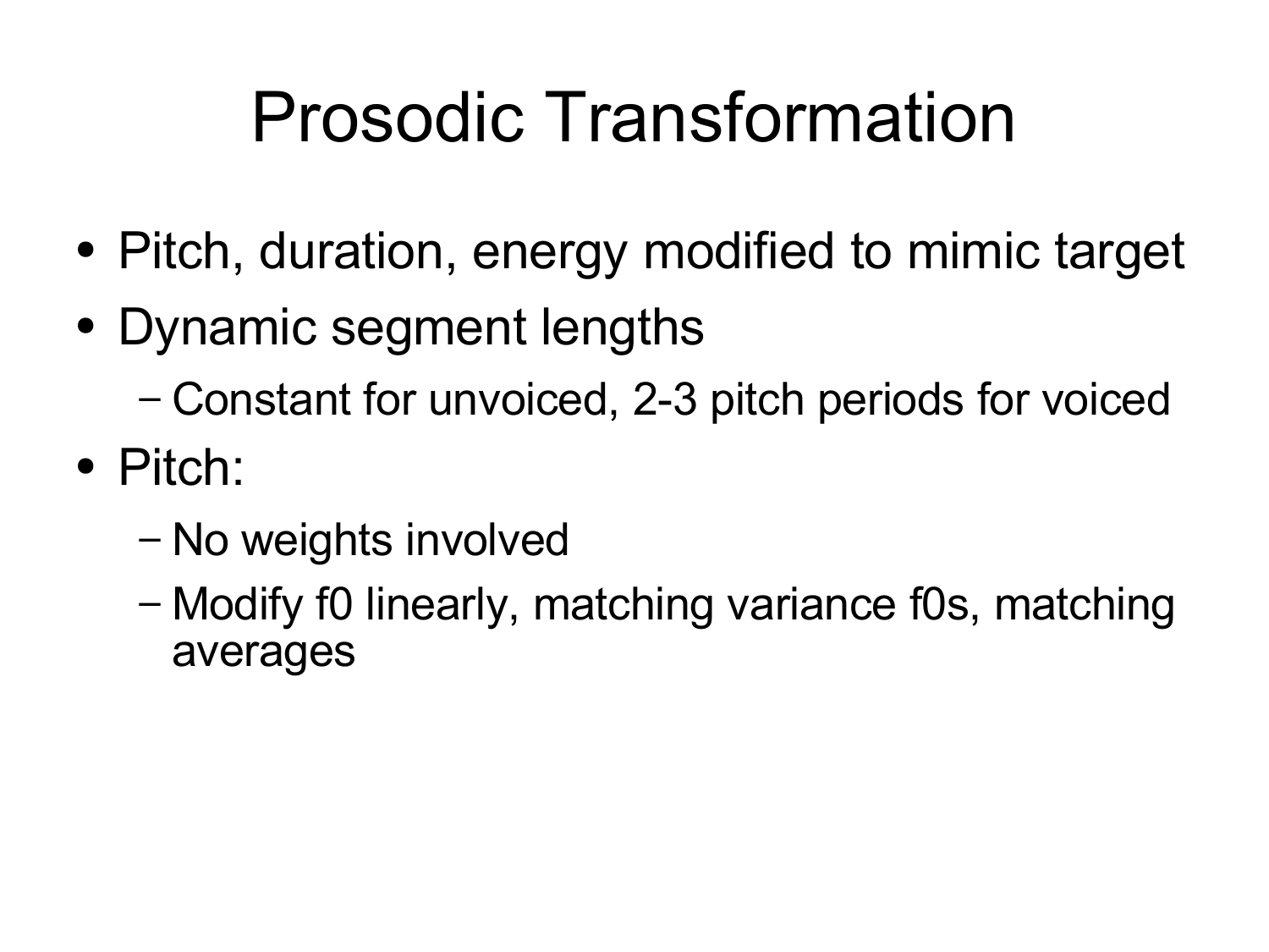# Prosodic Transformation

- Pitch, duration, energy modified to mimic target
- Dynamic segment lengths
  - Constant for unvoiced, 2-3 pitch periods for voiced
- Pitch:
  - No weights involved
  - Modify f0 linearly, matching variance f0s, matching averages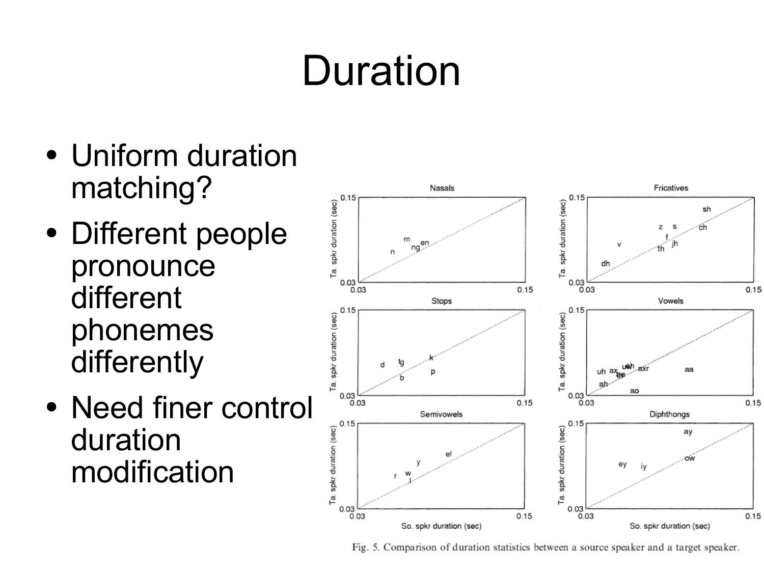# Duration

- Uniform duration matching?
- Different people pronounce different phonemes differently
- Need finer control duration modification

Fig. 5. Comparison of duration statistics between a source speaker and a target speaker.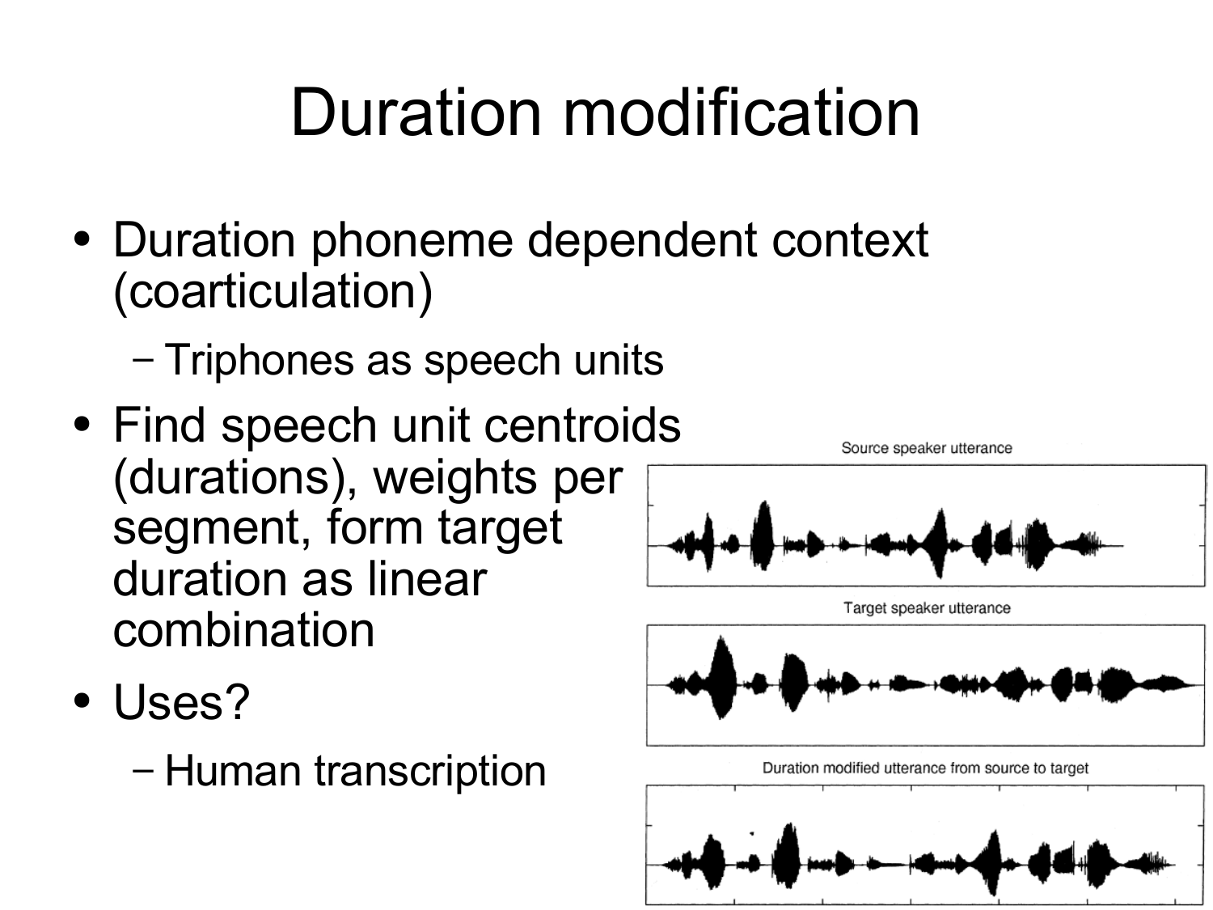# Duration modification

- Duration phoneme dependent context (coarticulation)
  - Triphones as speech units
- Find speech unit centroids (durations), weights per segment, form target duration as linear combination
- Uses?
  - Human transcription

Source speaker utterance

Target speaker utterance

Duration modified utterance from source to target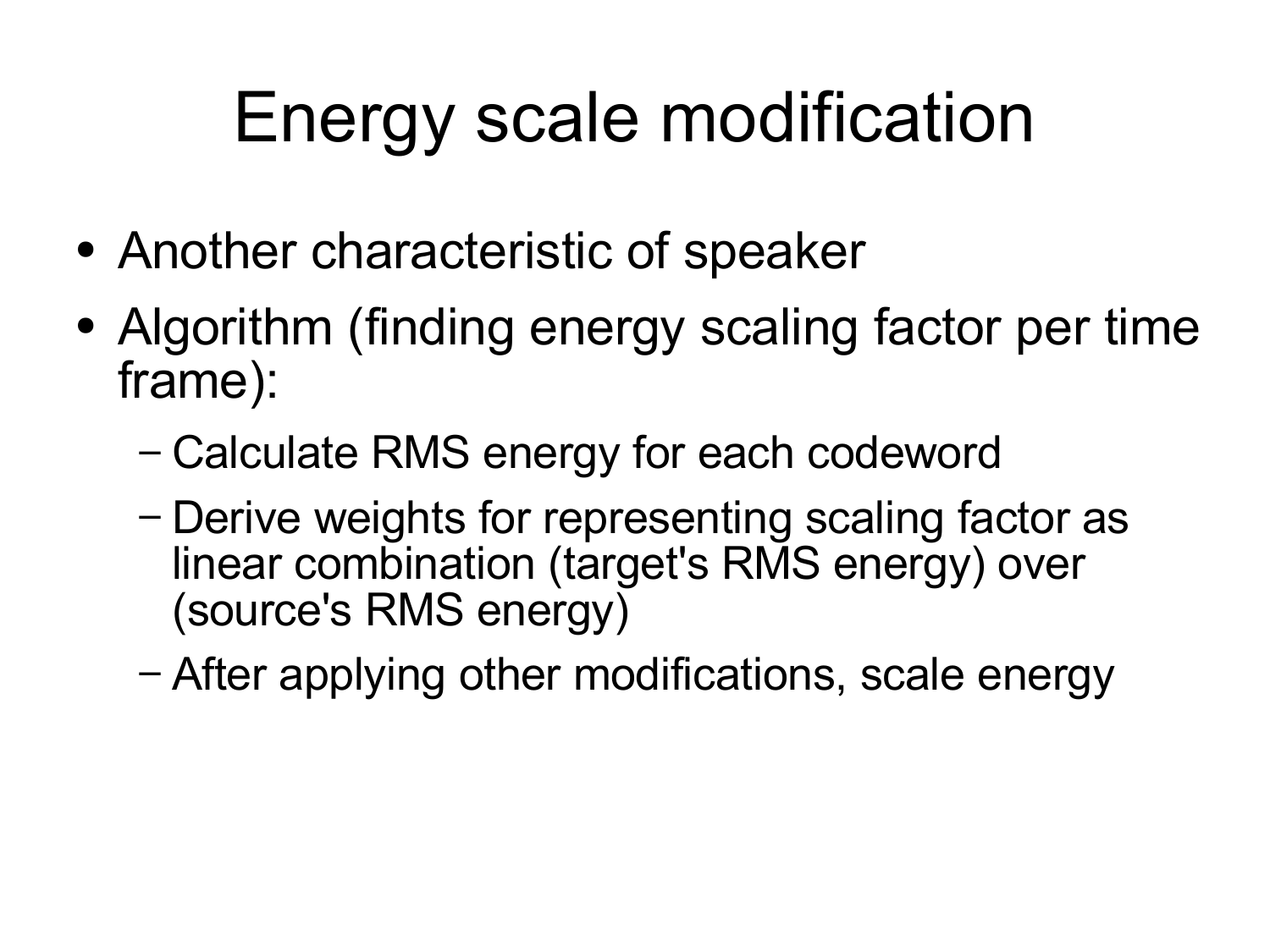# Energy scale modification

- Another characteristic of speaker
- Algorithm (finding energy scaling factor per time frame):
  - Calculate RMS energy for each codeword
  - Derive weights for representing scaling factor as linear combination (target's RMS energy) over (source's RMS energy)
  - After applying other modifications, scale energy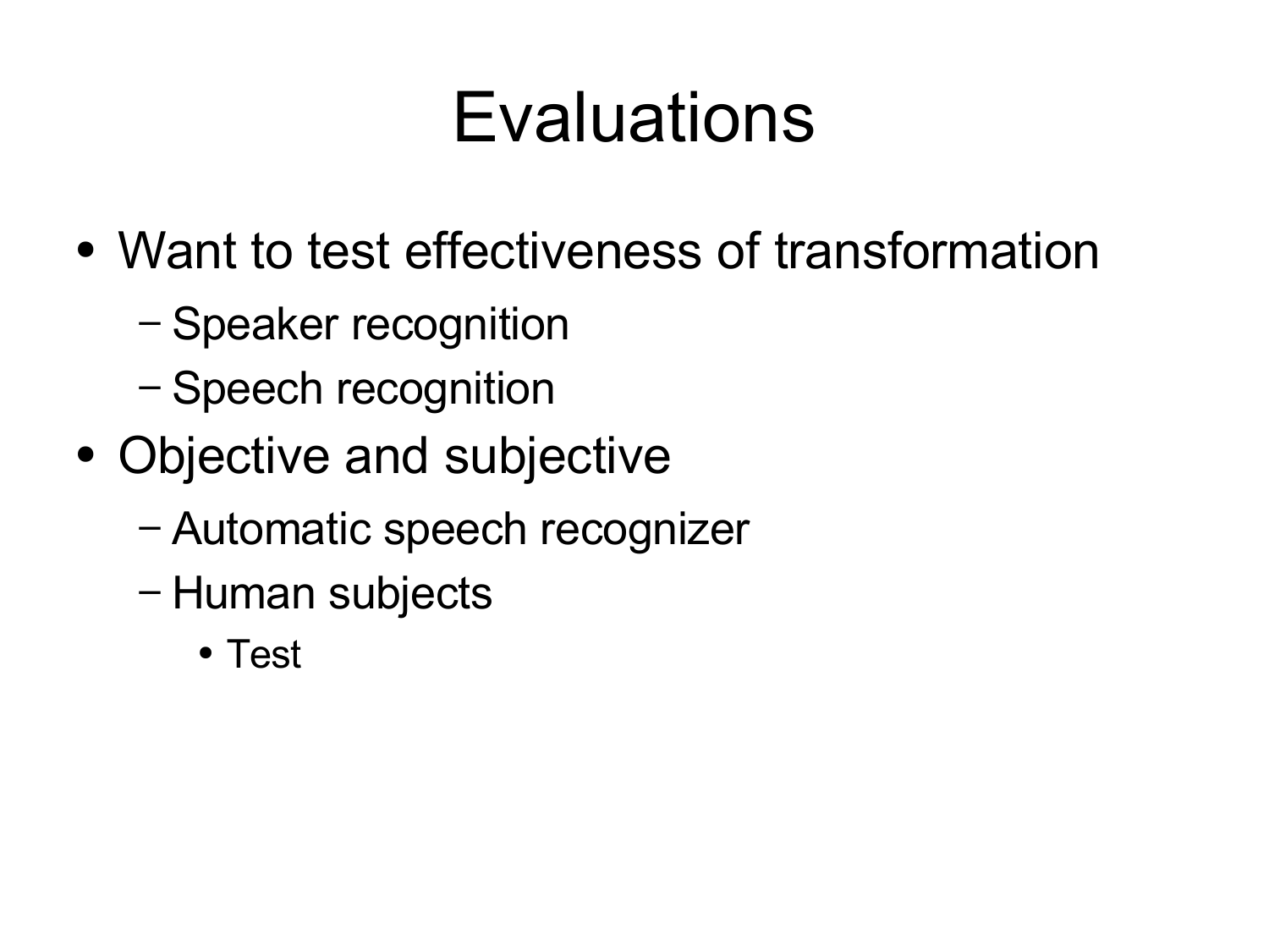# Evaluations

- Want to test effectiveness of transformation
  - Speaker recognition
  - Speech recognition
- Objective and subjective
  - Automatic speech recognizer
  - Human subjects
    - Test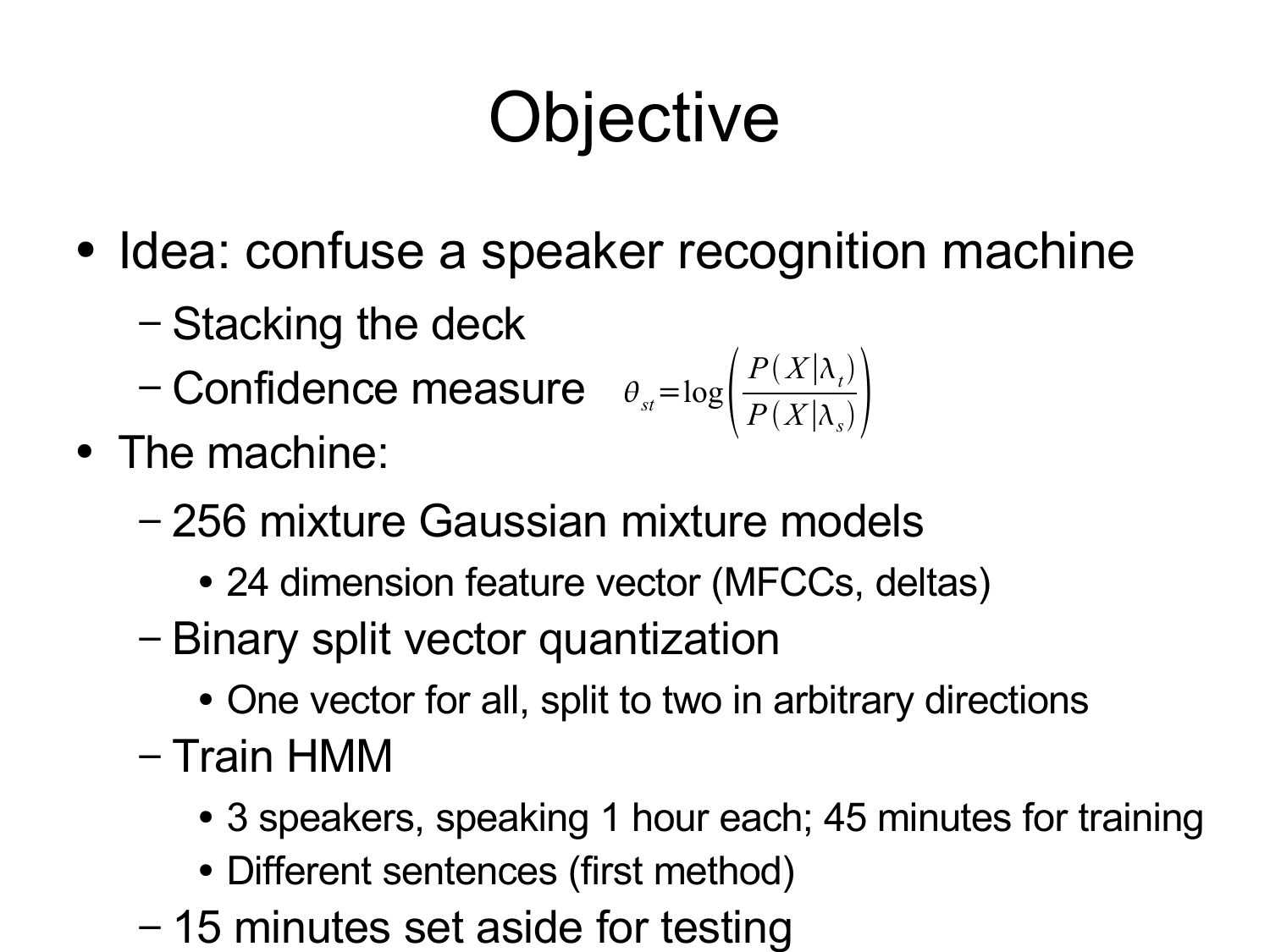# Objective

- Idea: confuse a speaker recognition machine
  - Stacking the deck
  - Confidence measure $\theta_{st} = \log\left(\frac{P(X|\lambda_t)}{P(X|\lambda_s)}\right)$
- The machine:
  - 256 mixture Gaussian mixture models
    - 24 dimension feature vector (MFCCs, deltas)
  - Binary split vector quantization
    - One vector for all, split to two in arbitrary directions
  - Train HMM
    - 3 speakers, speaking 1 hour each; 45 minutes for training
    - Different sentences (first method)
  - 15 minutes set aside for testing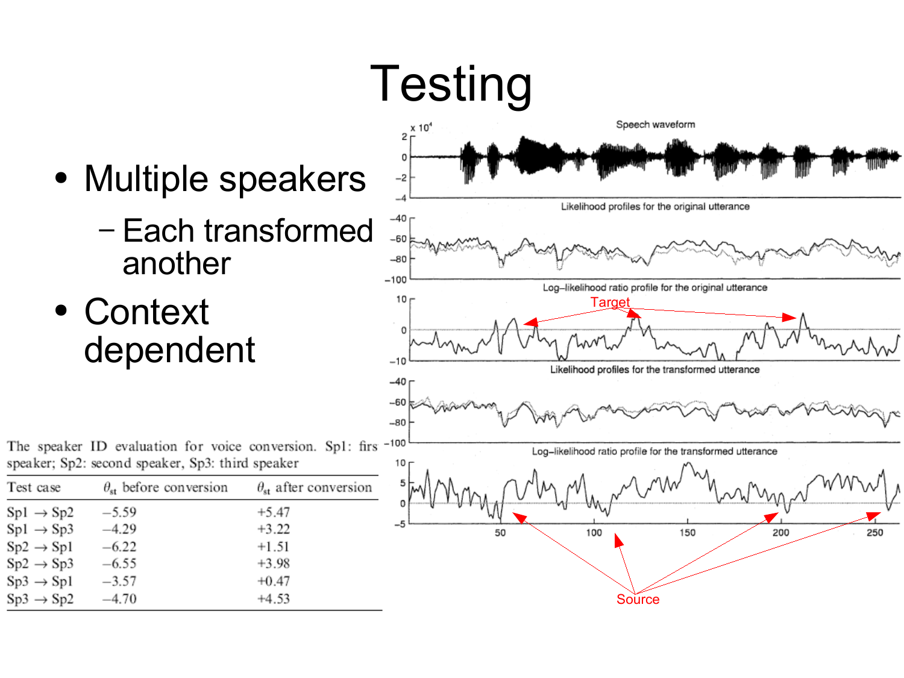# Testing

- Multiple speakers
  - Each transformed another
- Context dependent

The speaker ID evaluation for voice conversion. Sp1: first speaker; Sp2: second speaker, Sp3: third speaker

| Test case | $\theta_{st}$ before conversion | $\theta_{st}$ after conversion |
|---|---|---|
| Sp1 → Sp2 | −5.59 | +5.47 |
| Sp1 → Sp3 | −4.29 | +3.22 |
| Sp2 → Sp1 | −6.22 | +1.51 |
| Sp2 → Sp3 | −6.55 | +3.98 |
| Sp3 → Sp1 | −3.57 | +0.47 |
| Sp3 → Sp2 | −4.70 | +4.53 |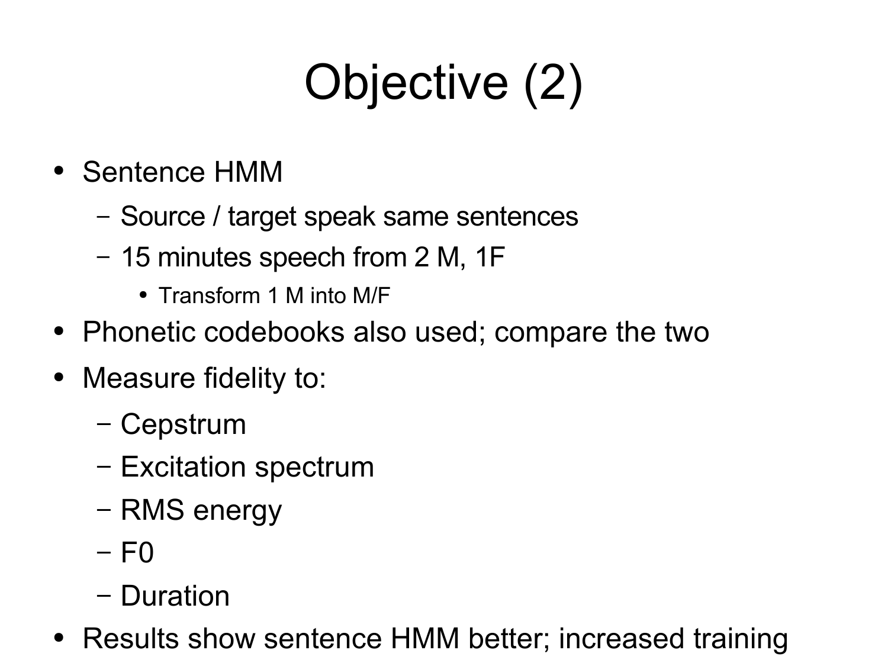# Objective (2)

- Sentence HMM
  - Source / target speak same sentences
  - 15 minutes speech from 2 M, 1F
    - Transform 1 M into M/F
- Phonetic codebooks also used; compare the two
- Measure fidelity to:
  - Cepstrum
  - Excitation spectrum
  - RMS energy
  - F0
  - Duration
- Results show sentence HMM better; increased training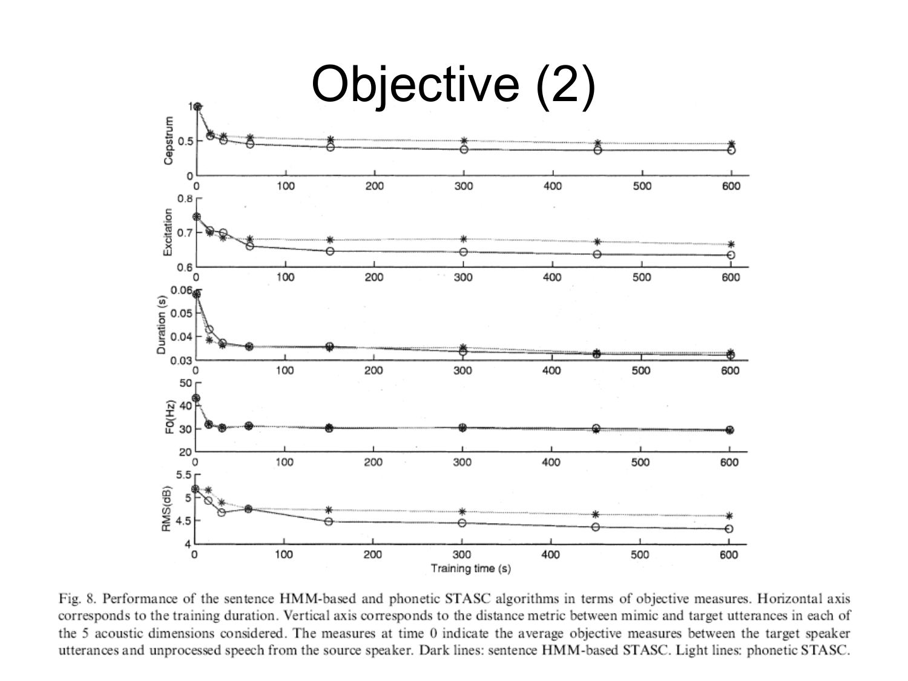# Objective (2)

Fig. 8. Performance of the sentence HMM-based and phonetic STASC algorithms in terms of objective measures. Horizontal axis corresponds to the training duration. Vertical axis corresponds to the distance metric between mimic and target utterances in each of the 5 acoustic dimensions considered. The measures at time 0 indicate the average objective measures between the target speaker utterances and unprocessed speech from the source speaker. Dark lines: sentence HMM-based STASC. Light lines: phonetic STASC.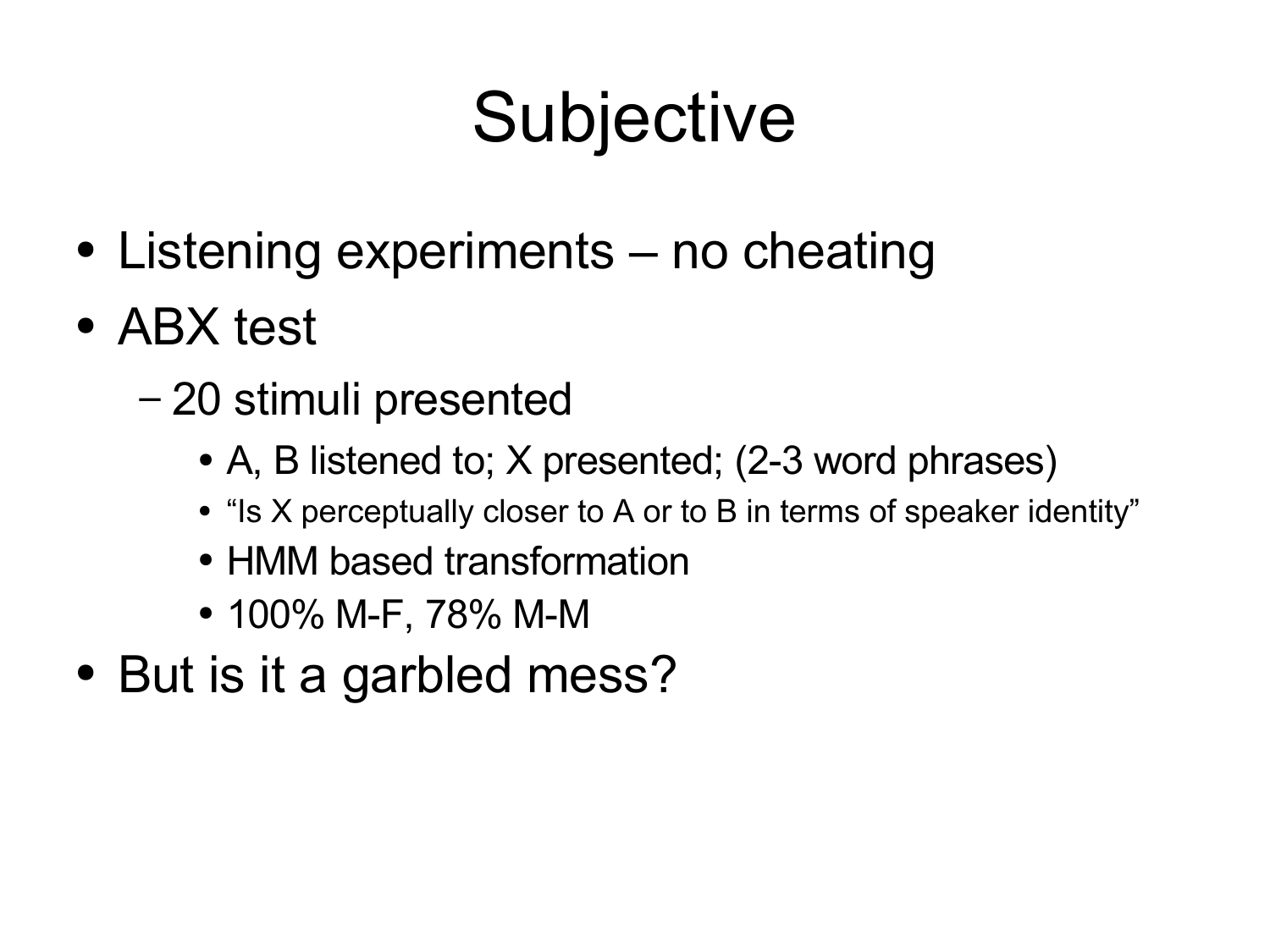# Subjective

- Listening experiments – no cheating
- ABX test
  - 20 stimuli presented
    - A, B listened to; X presented; (2-3 word phrases)
    - "Is X perceptually closer to A or to B in terms of speaker identity"
    - HMM based transformation
    - 100% M-F, 78% M-M
- But is it a garbled mess?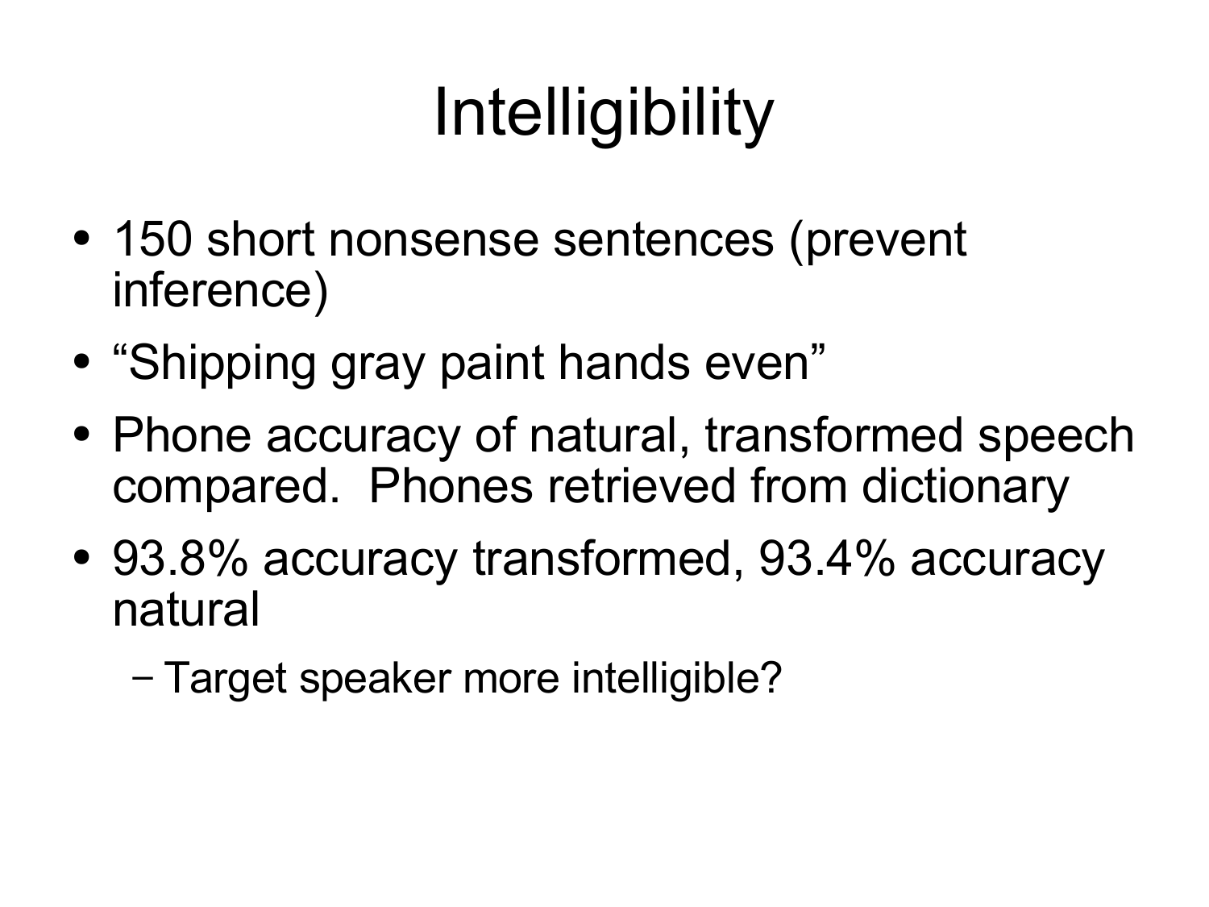# Intelligibility

- 150 short nonsense sentences (prevent inference)
- “Shipping gray paint hands even”
- Phone accuracy of natural, transformed speech compared. Phones retrieved from dictionary
- 93.8% accuracy transformed, 93.4% accuracy natural
  - Target speaker more intelligible?